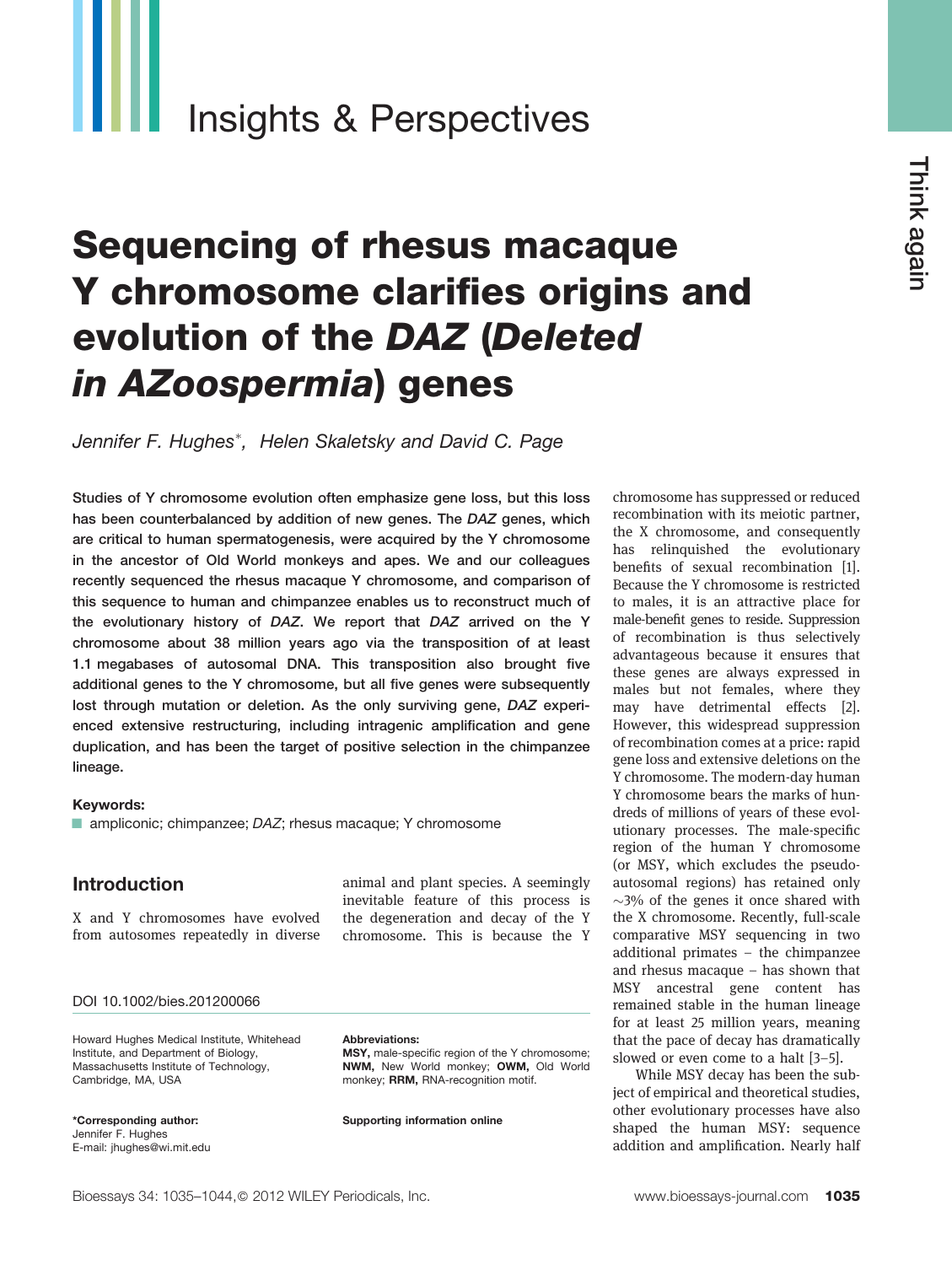Insights & Perspectives

Think again

# Sequencing of rhesus macaque Y chromosome clarifies origins and evolution of the *DAZ* (*Deleted in AZoospermia*) genes

*Jennifer F. Hughes*\*, *Helen Skaletsky and David C. Page*

**Studies of Y chromosome evolution often emphasize gene loss, but this loss has been counterbalanced by addition of new genes. The *DAZ* genes, which are critical to human spermatogenesis, were acquired by the Y chromosome in the ancestor of Old World monkeys and apes. We and our colleagues recently sequenced the rhesus macaque Y chromosome, and comparison of this sequence to human and chimpanzee enables us to reconstruct much of the evolutionary history of *DAZ*. We report that *DAZ* arrived on the Y chromosome about 38 million years ago via the transposition of at least 1.1 megabases of autosomal DNA. This transposition also brought five additional genes to the Y chromosome, but all five genes were subsequently lost through mutation or deletion. As the only surviving gene, *DAZ* experienced extensive restructuring, including intragenic amplification and gene duplication, and has been the target of positive selection in the chimpanzee lineage.**

**Keywords:**
ampliconic; chimpanzee; *DAZ*; rhesus macaque; Y chromosome

DOI 10.1002/bies.201200066

Howard Hughes Medical Institute, Whitehead Institute, and Department of Biology, Massachusetts Institute of Technology, Cambridge, MA, USA

**\*Corresponding author:**
Jennifer F. Hughes
E-mail: jhughes@wi.mit.edu

**Abbreviations:**
**MSY,** male-specific region of the Y chromosome; **NWM,** New World monkey; **OWM,** Old World monkey; **RRM,** RNA-recognition motif.

**Supporting information online**

## Introduction

X and Y chromosomes have evolved from autosomes repeatedly in diverse animal and plant species. A seemingly inevitable feature of this process is the degeneration and decay of the Y chromosome. This is because the Y chromosome has suppressed or reduced recombination with its meiotic partner, the X chromosome, and consequently has relinquished the evolutionary benefits of sexual recombination [1]. Because the Y chromosome is restricted to males, it is an attractive place for male-benefit genes to reside. Suppression of recombination is thus selectively advantageous because it ensures that these genes are always expressed in males but not females, where they may have detrimental effects [2]. However, this widespread suppression of recombination comes at a price: rapid gene loss and extensive deletions on the Y chromosome. The modern-day human Y chromosome bears the marks of hundreds of millions of years of these evolutionary processes. The male-specific region of the human Y chromosome (or MSY, which excludes the pseudoautosomal regions) has retained only ~3% of the genes it once shared with the X chromosome. Recently, full-scale comparative MSY sequencing in two additional primates – the chimpanzee and rhesus macaque – has shown that MSY ancestral gene content has remained stable in the human lineage for at least 25 million years, meaning that the pace of decay has dramatically slowed or even come to a halt [3–5].

While MSY decay has been the subject of empirical and theoretical studies, other evolutionary processes have also shaped the human MSY: sequence addition and amplification. Nearly half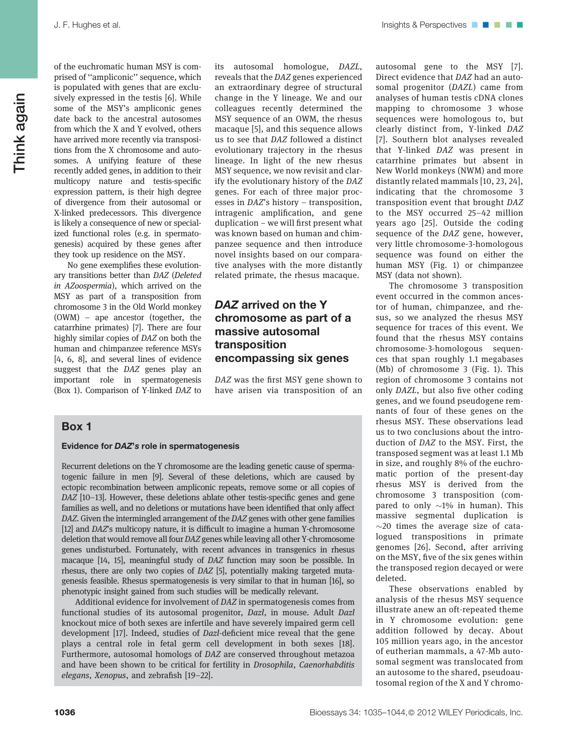of the euchromatic human MSY is comprised of "ampliconic" sequence, which is populated with genes that are exclusively expressed in the testis [6]. While some of the MSY's ampliconic genes date back to the ancestral autosomes from which the X and Y evolved, others have arrived more recently via transpositions from the X chromosome and autosomes. A unifying feature of these recently added genes, in addition to their multicopy nature and testis-specific expression pattern, is their high degree of divergence from their autosomal or X-linked predecessors. This divergence is likely a consequence of new or specialized functional roles (e.g. in spermatogenesis) acquired by these genes after they took up residence on the MSY.

No gene exemplifies these evolutionary transitions better than *DAZ* (*Deleted in AZoospermia*), which arrived on the MSY as part of a transposition from chromosome 3 in the Old World monkey (OWM) – ape ancestor (together, the catarrhine primates) [7]. There are four highly similar copies of *DAZ* on both the human and chimpanzee reference MSYs [4, 6, 8], and several lines of evidence suggest that the *DAZ* genes play an important role in spermatogenesis (Box 1). Comparison of Y-linked *DAZ* to its autosomal homologue, *DAZL*, reveals that the *DAZ* genes experienced an extraordinary degree of structural change in the Y lineage. We and our colleagues recently determined the MSY sequence of an OWM, the rhesus macaque [5], and this sequence allows us to see that *DAZ* followed a distinct evolutionary trajectory in the rhesus lineage. In light of the new rhesus MSY sequence, we now revisit and clarify the evolutionary history of the *DAZ* genes. For each of three major processes in *DAZ*'s history – transposition, intragenic amplification, and gene duplication – we will first present what was known based on human and chimpanzee sequence and then introduce novel insights based on our comparative analyses with the more distantly related primate, the rhesus macaque.

## *DAZ* arrived on the Y chromosome as part of a massive autosomal transposition encompassing six genes

*DAZ* was the first MSY gene shown to have arisen via transposition of an autosomal gene to the MSY [7]. Direct evidence that *DAZ* had an autosomal progenitor (*DAZL*) came from analyses of human testis cDNA clones mapping to chromosome 3 whose sequences were homologous to, but clearly distinct from, Y-linked *DAZ* [7]. Southern blot analyses revealed that Y-linked *DAZ* was present in catarrhine primates but absent in New World monkeys (NWM) and more distantly related mammals [10, 23, 24], indicating that the chromosome 3 transposition event that brought *DAZ* to the MSY occurred 25–42 million years ago [25]. Outside the coding sequence of the *DAZ* gene, however, very little chromosome-3-homologous sequence was found on either the human MSY (Fig. 1) or chimpanzee MSY (data not shown).

The chromosome 3 transposition event occurred in the common ancestor of human, chimpanzee, and rhesus, so we analyzed the rhesus MSY sequence for traces of this event. We found that the rhesus MSY contains chromosome-3-homologous sequences that span roughly 1.1 megabases (Mb) of chromosome 3 (Fig. 1). This region of chromosome 3 contains not only *DAZL*, but also five other coding genes, and we found pseudogene remnants of four of these genes on the rhesus MSY. These observations lead us to two conclusions about the introduction of *DAZ* to the MSY. First, the transposed segment was at least 1.1 Mb in size, and roughly 8% of the euchromatic portion of the present-day rhesus MSY is derived from the chromosome 3 transposition (compared to only ~1% in human). This massive segmental duplication is ~20 times the average size of catalogued transpositions in primate genomes [26]. Second, after arriving on the MSY, five of the six genes within the transposed region decayed or were deleted.

These observations enabled by analysis of the rhesus MSY sequence illustrate anew an oft-repeated theme in Y chromosome evolution: gene addition followed by decay. About 105 million years ago, in the ancestor of eutherian mammals, a 47-Mb autosomal segment was translocated from an autosome to the shared, pseudoautosomal region of the X and Y chromo-

## Box 1

### Evidence for *DAZ*'s role in spermatogenesis

Recurrent deletions on the Y chromosome are the leading genetic cause of spermatogenic failure in men [9]. Several of these deletions, which are caused by ectopic recombination between ampliconic repeats, remove some or all copies of *DAZ* [10–13]. However, these deletions ablate other testis-specific genes and gene families as well, and no deletions or mutations have been identified that only affect *DAZ*. Given the intermingled arrangement of the *DAZ* genes with other gene families [12] and *DAZ*'s multicopy nature, it is difficult to imagine a human Y-chromosome deletion that would remove all four *DAZ* genes while leaving all other Y-chromosome genes undisturbed. Fortunately, with recent advances in transgenics in rhesus macaque [14, 15], meaningful study of *DAZ* function may soon be possible. In rhesus, there are only two copies of *DAZ* [5], potentially making targeted mutagenesis feasible. Rhesus spermatogenesis is very similar to that in human [16], so phenotypic insight gained from such studies will be medically relevant.

Additional evidence for involvement of *DAZ* in spermatogenesis comes from functional studies of its autosomal progenitor, *Dazl*, in mouse. Adult *Dazl* knockout mice of both sexes are infertile and have severely impaired germ cell development [17]. Indeed, studies of *Dazl*-deficient mice reveal that the gene plays a central role in fetal germ cell development in both sexes [18]. Furthermore, autosomal homologs of *DAZ* are conserved throughout metazoa and have been shown to be critical for fertility in *Drosophila*, *Caenorhabditis elegans*, *Xenopus*, and zebrafish [19–22].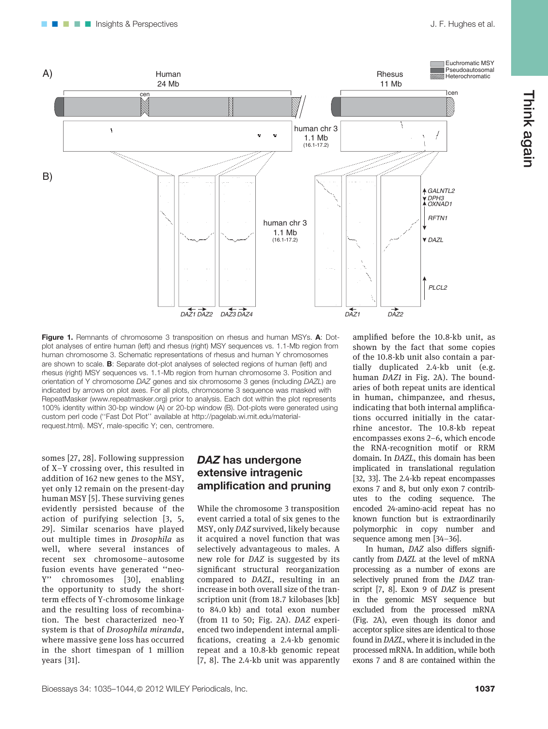**Figure 1.** Remnants of chromosome 3 transposition on rhesus and human MSYs. **A**: Dot-plot analyses of entire human (left) and rhesus (right) MSY sequences vs. 1.1-Mb region from human chromosome 3. Schematic representations of rhesus and human Y chromosomes are shown to scale. **B**: Separate dot-plot analyses of selected regions of human (left) and rhesus (right) MSY sequences vs. 1.1-Mb region from human chromosome 3. Position and orientation of Y chromosome *DAZ* genes and six chromosome 3 genes (including *DAZL*) are indicated by arrows on plot axes. For all plots, chromosome 3 sequence was masked with RepeatMasker (www.repeatmasker.org) prior to analysis. Each dot within the plot represents 100% identity within 30-bp window (A) or 20-bp window (B). Dot-plots were generated using custom perl code (''Fast Dot Plot'' available at http://pagelab.wi.mit.edu/material-request.html). MSY, male-specific Y; cen, centromere.

somes [27, 28]. Following suppression of X–Y crossing over, this resulted in addition of 162 new genes to the MSY, yet only 12 remain on the present-day human MSY [5]. These surviving genes evidently persisted because of the action of purifying selection [3, 5, 29]. Similar scenarios have played out multiple times in *Drosophila* as well, where several instances of recent sex chromosome–autosome fusion events have generated ''neo-Y'' chromosomes [30], enabling the opportunity to study the short-term effects of Y-chromosome linkage and the resulting loss of recombination. The best characterized neo-Y system is that of *Drosophila miranda*, where massive gene loss has occurred in the short timespan of 1 million years [31].

## *DAZ* has undergone extensive intragenic amplification and pruning

While the chromosome 3 transposition event carried a total of six genes to the MSY, only *DAZ* survived, likely because it acquired a novel function that was selectively advantageous to males. A new role for *DAZ* is suggested by its significant structural reorganization compared to *DAZL*, resulting in an increase in both overall size of the transcription unit (from 18.7 kilobases [kb] to 84.0 kb) and total exon number (from 11 to 50; Fig. 2A). *DAZ* experienced two independent internal amplifications, creating a 2.4-kb genomic repeat and a 10.8-kb genomic repeat [7, 8]. The 2.4-kb unit was apparently amplified before the 10.8-kb unit, as shown by the fact that some copies of the 10.8-kb unit also contain a partially duplicated 2.4-kb unit (e.g. human *DAZ1* in Fig. 2A). The boundaries of both repeat units are identical in human, chimpanzee, and rhesus, indicating that both internal amplifications occurred initially in the catarrhine ancestor. The 10.8-kb repeat encompasses exons 2–6, which encode the RNA-recognition motif or RRM domain. In *DAZL*, this domain has been implicated in translational regulation [32, 33]. The 2.4-kb repeat encompasses exons 7 and 8, but only exon 7 contributes to the coding sequence. The encoded 24-amino-acid repeat has no known function but is extraordinarily polymorphic in copy number and sequence among men [34–36].

In human, *DAZ* also differs significantly from *DAZL* at the level of mRNA processing as a number of exons are selectively pruned from the *DAZ* transcript [7, 8]. Exon 9 of *DAZ* is present in the genomic MSY sequence but excluded from the processed mRNA (Fig. 2A), even though its donor and acceptor splice sites are identical to those found in *DAZL*, where it is included in the processed mRNA. In addition, while both exons 7 and 8 are contained within the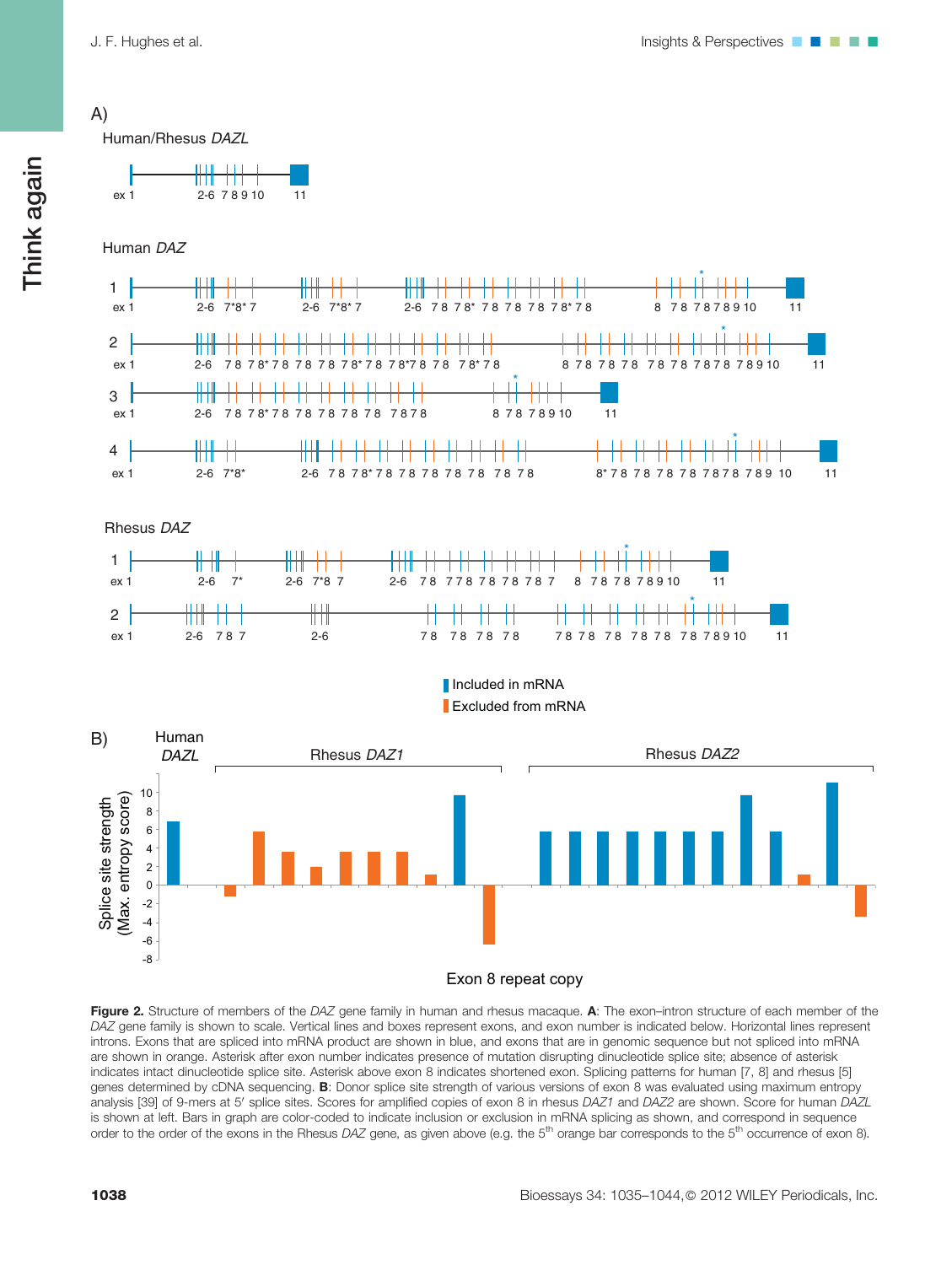Figure 2. Structure of members of the *DAZ* gene family in human and rhesus macaque. **A**: The exon–intron structure of each member of the *DAZ* gene family is shown to scale. Vertical lines and boxes represent exons, and exon number is indicated below. Horizontal lines represent introns. Exons that are spliced into mRNA product are shown in blue, and exons that are in genomic sequence but not spliced into mRNA are shown in orange. Asterisk after exon number indicates presence of mutation disrupting dinucleotide splice site; absence of asterisk indicates intact dinucleotide splice site. Asterisk above exon 8 indicates shortened exon. Splicing patterns for human [7, 8] and rhesus [5] genes determined by cDNA sequencing. **B**: Donor splice site strength of various versions of exon 8 was evaluated using maximum entropy analysis [39] of 9-mers at 5′ splice sites. Scores for amplified copies of exon 8 in rhesus *DAZ1* and *DAZ2* are shown. Score for human *DAZL* is shown at left. Bars in graph are color-coded to indicate inclusion or exclusion in mRNA splicing as shown, and correspond in sequence order to the order of the exons in the Rhesus *DAZ* gene, as given above (e.g. the 5th orange bar corresponds to the 5th occurrence of exon 8).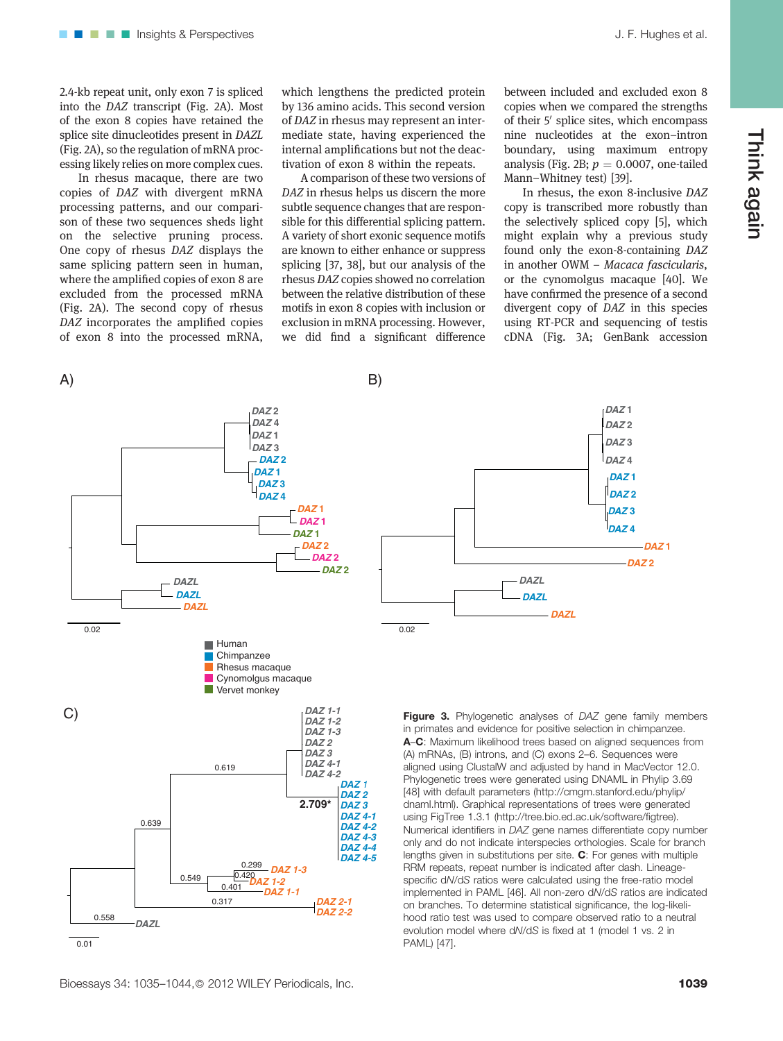2.4-kb repeat unit, only exon 7 is spliced into the *DAZ* transcript (Fig. 2A). Most of the exon 8 copies have retained the splice site dinucleotides present in *DAZL* (Fig. 2A), so the regulation of mRNA processing likely relies on more complex cues.

In rhesus macaque, there are two copies of *DAZ* with divergent mRNA processing patterns, and our comparison of these two sequences sheds light on the selective pruning process. One copy of rhesus *DAZ* displays the same splicing pattern seen in human, where the amplified copies of exon 8 are excluded from the processed mRNA (Fig. 2A). The second copy of rhesus *DAZ* incorporates the amplified copies of exon 8 into the processed mRNA, which lengthens the predicted protein by 136 amino acids. This second version of *DAZ* in rhesus may represent an intermediate state, having experienced the internal amplifications but not the deactivation of exon 8 within the repeats.

A comparison of these two versions of *DAZ* in rhesus helps us discern the more subtle sequence changes that are responsible for this differential splicing pattern. A variety of short exonic sequence motifs are known to either enhance or suppress splicing [37, 38], but our analysis of the rhesus *DAZ* copies showed no correlation between the relative distribution of these motifs in exon 8 copies with inclusion or exclusion in mRNA processing. However, we did find a significant difference between included and excluded exon 8 copies when we compared the strengths of their 5′ splice sites, which encompass nine nucleotides at the exon–intron boundary, using maximum entropy analysis (Fig. 2B; $p = 0.0007$, one-tailed Mann–Whitney test) [39].

In rhesus, the exon 8-inclusive *DAZ* copy is transcribed more robustly than the selectively spliced copy [5], which might explain why a previous study found only the exon-8-containing *DAZ* in another OWM – *Macaca fascicularis*, or the cynomolgus macaque [40]. We have confirmed the presence of a second divergent copy of *DAZ* in this species using RT-PCR and sequencing of testis cDNA (Fig. 3A; GenBank accession

**Figure 3.** Phylogenetic analyses of *DAZ* gene family members in primates and evidence for positive selection in chimpanzee. **A–C**: Maximum likelihood trees based on aligned sequences from (A) mRNAs, (B) introns, and (C) exons 2–6. Sequences were aligned using ClustalW and adjusted by hand in MacVector 12.0. Phylogenetic trees were generated using DNAML in Phylip 3.69 [48] with default parameters (http://cmgm.stanford.edu/phylip/dnaml.html). Graphical representations of trees were generated using FigTree 1.3.1 (http://tree.bio.ed.ac.uk/software/figtree). Numerical identifiers in *DAZ* gene names differentiate copy number only and do not indicate interspecies orthologies. Scale for branch lengths given in substitutions per site. **C**: For genes with multiple RRM repeats, repeat number is indicated after dash. Lineage-specific dN/dS ratios were calculated using the free-ratio model implemented in PAML [46]. All non-zero dN/dS ratios are indicated on branches. To determine statistical significance, the log-likelihood ratio test was used to compare observed ratio to a neutral evolution model where dN/dS is fixed at 1 (model 1 vs. 2 in PAML) [47].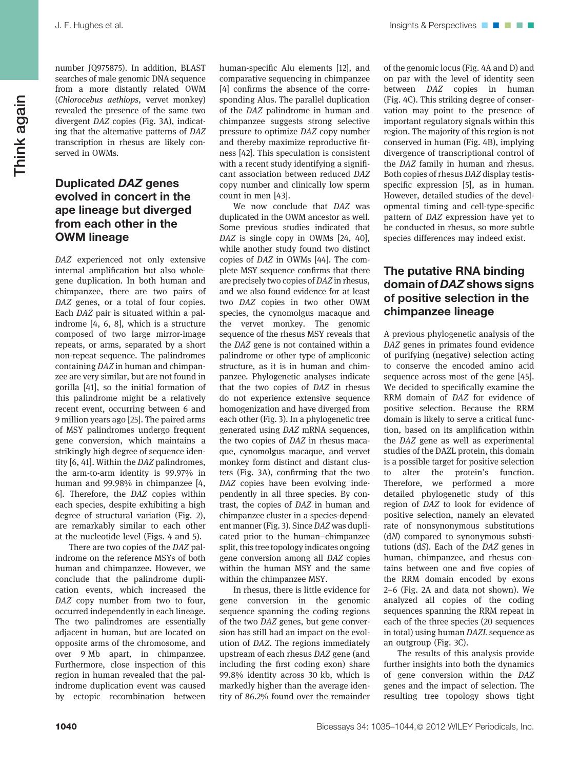number JQ975875). In addition, BLAST searches of male genomic DNA sequence from a more distantly related OWM (*Chlorocebus aethiops*, vervet monkey) revealed the presence of the same two divergent *DAZ* copies (Fig. 3A), indicating that the alternative patterns of *DAZ* transcription in rhesus are likely conserved in OWMs.

## Duplicated *DAZ* genes evolved in concert in the ape lineage but diverged from each other in the OWM lineage

*DAZ* experienced not only extensive internal amplification but also whole-gene duplication. In both human and chimpanzee, there are two pairs of *DAZ* genes, or a total of four copies. Each *DAZ* pair is situated within a palindrome [4, 6, 8], which is a structure composed of two large mirror-image repeats, or arms, separated by a short non-repeat sequence. The palindromes containing *DAZ* in human and chimpanzee are very similar, but are not found in gorilla [41], so the initial formation of this palindrome might be a relatively recent event, occurring between 6 and 9 million years ago [25]. The paired arms of MSY palindromes undergo frequent gene conversion, which maintains a strikingly high degree of sequence identity [6, 41]. Within the *DAZ* palindromes, the arm-to-arm identity is 99.97% in human and 99.98% in chimpanzee [4, 6]. Therefore, the *DAZ* copies within each species, despite exhibiting a high degree of structural variation (Fig. 2), are remarkably similar to each other at the nucleotide level (Figs. 4 and 5).

There are two copies of the *DAZ* palindrome on the reference MSYs of both human and chimpanzee. However, we conclude that the palindrome duplication events, which increased the *DAZ* copy number from two to four, occurred independently in each lineage. The two palindromes are essentially adjacent in human, but are located on opposite arms of the chromosome, and over 9 Mb apart, in chimpanzee. Furthermore, close inspection of this region in human revealed that the palindrome duplication event was caused by ectopic recombination between human-specific Alu elements [12], and comparative sequencing in chimpanzee [4] confirms the absence of the corresponding Alus. The parallel duplication of the *DAZ* palindrome in human and chimpanzee suggests strong selective pressure to optimize *DAZ* copy number and thereby maximize reproductive fitness [42]. This speculation is consistent with a recent study identifying a significant association between reduced *DAZ* copy number and clinically low sperm count in men [43].

We now conclude that *DAZ* was duplicated in the OWM ancestor as well. Some previous studies indicated that *DAZ* is single copy in OWMs [24, 40], while another study found two distinct copies of *DAZ* in OWMs [44]. The complete MSY sequence confirms that there are precisely two copies of *DAZ* in rhesus, and we also found evidence for at least two *DAZ* copies in two other OWM species, the cynomolgus macaque and the vervet monkey. The genomic sequence of the rhesus MSY reveals that the *DAZ* gene is not contained within a palindrome or other type of ampliconic structure, as it is in human and chimpanzee. Phylogenetic analyses indicate that the two copies of *DAZ* in rhesus do not experience extensive sequence homogenization and have diverged from each other (Fig. 3). In a phylogenetic tree generated using *DAZ* mRNA sequences, the two copies of *DAZ* in rhesus macaque, cynomolgus macaque, and vervet monkey form distinct and distant clusters (Fig. 3A), confirming that the two *DAZ* copies have been evolving independently in all three species. By contrast, the copies of *DAZ* in human and chimpanzee cluster in a species-dependent manner (Fig. 3). Since *DAZ* was duplicated prior to the human–chimpanzee split, this tree topology indicates ongoing gene conversion among all *DAZ* copies within the human MSY and the same within the chimpanzee MSY.

In rhesus, there is little evidence for gene conversion in the genomic sequence spanning the coding regions of the two *DAZ* genes, but gene conversion has still had an impact on the evolution of *DAZ*. The regions immediately upstream of each rhesus *DAZ* gene (and including the first coding exon) share 99.8% identity across 30 kb, which is markedly higher than the average identity of 86.2% found over the remainder of the genomic locus (Fig. 4A and D) and on par with the level of identity seen between *DAZ* copies in human (Fig. 4C). This striking degree of conservation may point to the presence of important regulatory signals within this region. The majority of this region is not conserved in human (Fig. 4B), implying divergence of transcriptional control of the *DAZ* family in human and rhesus. Both copies of rhesus *DAZ* display testis-specific expression [5], as in human. However, detailed studies of the developmental timing and cell-type-specific pattern of *DAZ* expression have yet to be conducted in rhesus, so more subtle species differences may indeed exist.

## The putative RNA binding domain of *DAZ* shows signs of positive selection in the chimpanzee lineage

A previous phylogenetic analysis of the *DAZ* genes in primates found evidence of purifying (negative) selection acting to conserve the encoded amino acid sequence across most of the gene [45]. We decided to specifically examine the RRM domain of *DAZ* for evidence of positive selection. Because the RRM domain is likely to serve a critical function, based on its amplification within the *DAZ* gene as well as experimental studies of the DAZL protein, this domain is a possible target for positive selection to alter the protein's function. Therefore, we performed a more detailed phylogenetic study of this region of *DAZ* to look for evidence of positive selection, namely an elevated rate of nonsynonymous substitutions (d*N*) compared to synonymous substitutions (d*S*). Each of the *DAZ* genes in human, chimpanzee, and rhesus contains between one and five copies of the RRM domain encoded by exons 2–6 (Fig. 2A and data not shown). We analyzed all copies of the coding sequences spanning the RRM repeat in each of the three species (20 sequences in total) using human *DAZL* sequence as an outgroup (Fig. 3C).

The results of this analysis provide further insights into both the dynamics of gene conversion within the *DAZ* genes and the impact of selection. The resulting tree topology shows tight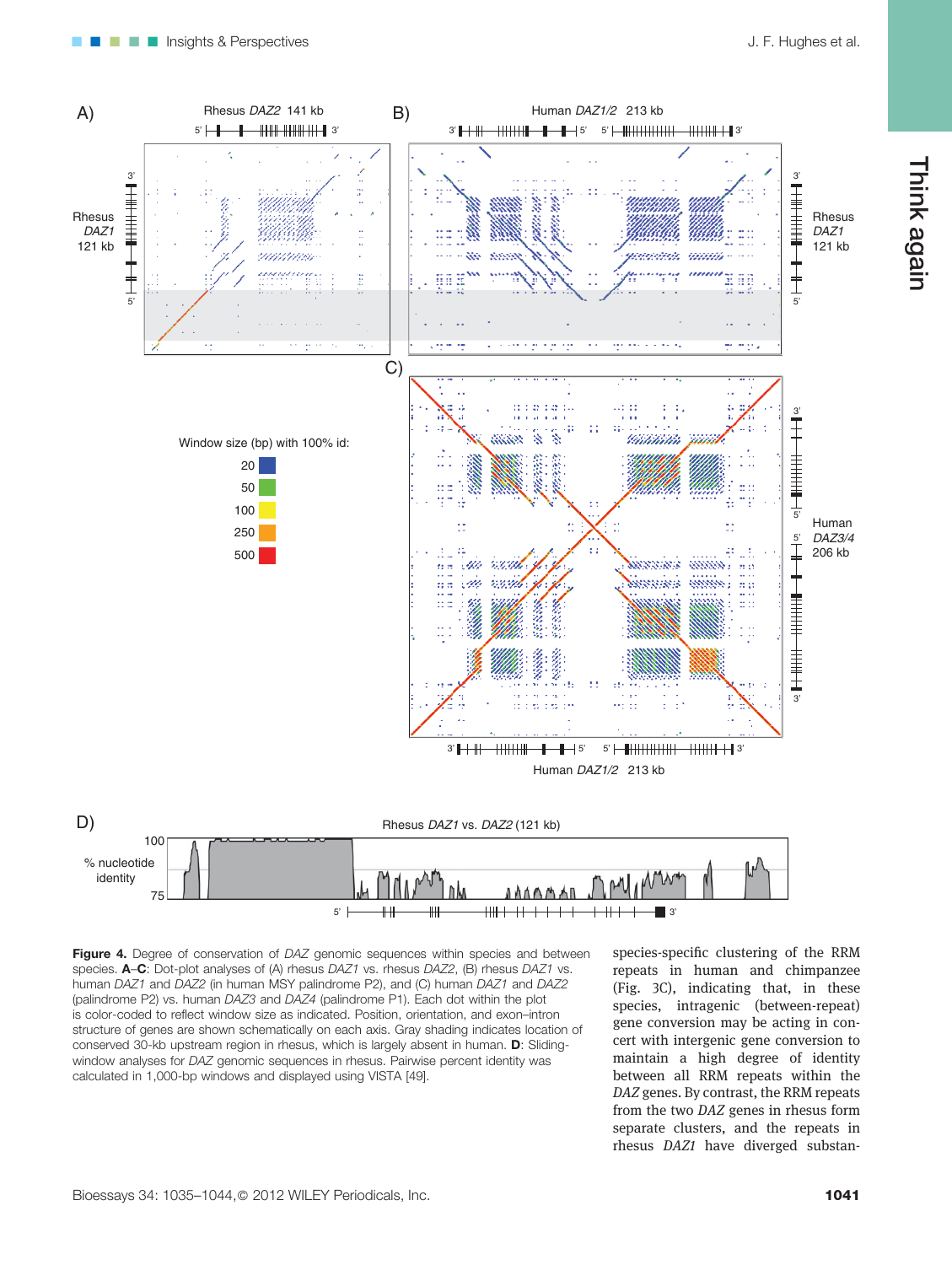**Figure 4.** Degree of conservation of *DAZ* genomic sequences within species and between species. **A–C**: Dot-plot analyses of (A) rhesus *DAZ1* vs. rhesus *DAZ2*, (B) rhesus *DAZ1* vs. human *DAZ1* and *DAZ2* (in human MSY palindrome P2), and (C) human *DAZ1* and *DAZ2* (palindrome P2) vs. human *DAZ3* and *DAZ4* (palindrome P1). Each dot within the plot is color-coded to reflect window size as indicated. Position, orientation, and exon–intron structure of genes are shown schematically on each axis. Gray shading indicates location of conserved 30-kb upstream region in rhesus, which is largely absent in human. **D**: Sliding-window analyses for *DAZ* genomic sequences in rhesus. Pairwise percent identity was calculated in 1,000-bp windows and displayed using VISTA [49].

species-specific clustering of the RRM repeats in human and chimpanzee (Fig. 3C), indicating that, in these species, intragenic (between-repeat) gene conversion may be acting in concert with intergenic gene conversion to maintain a high degree of identity between all RRM repeats within the *DAZ* genes. By contrast, the RRM repeats from the two *DAZ* genes in rhesus form separate clusters, and the repeats in rhesus *DAZ1* have diverged substan-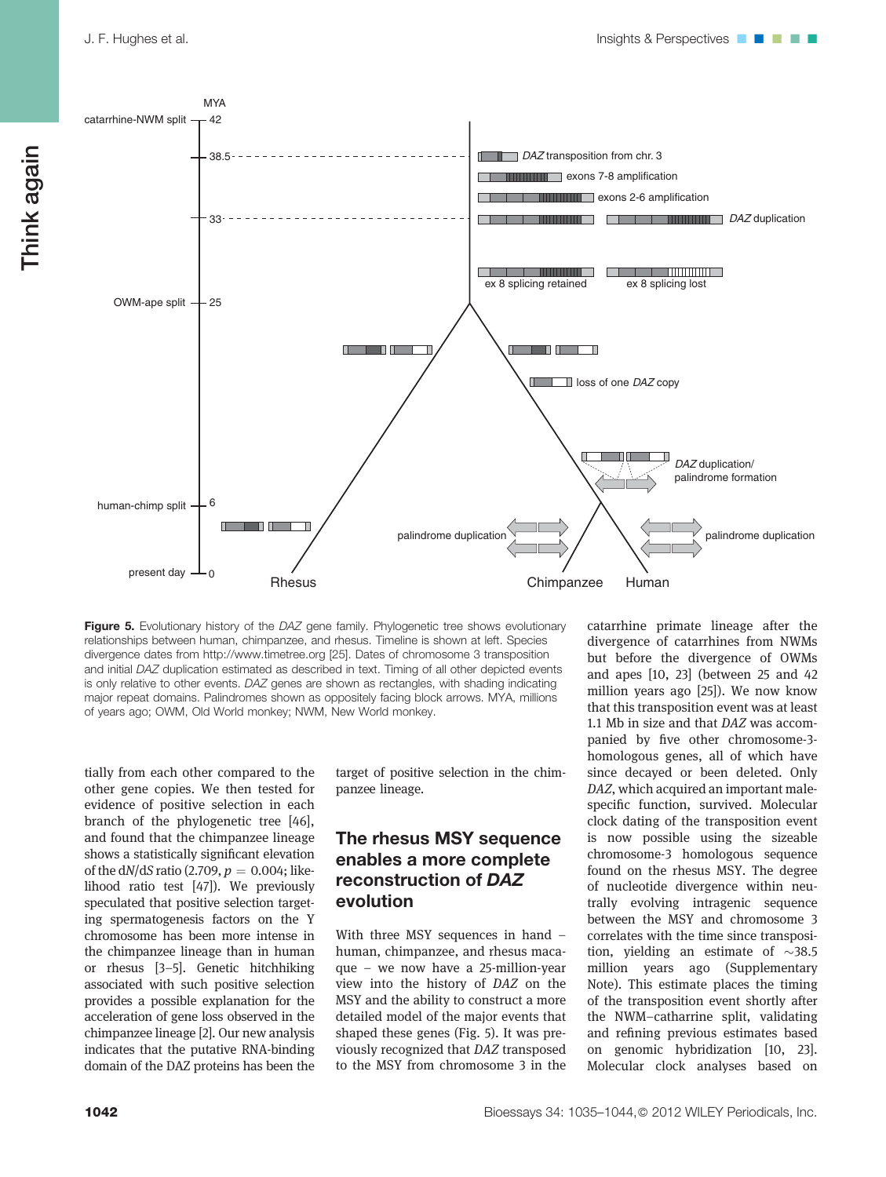**Figure 5.** Evolutionary history of the *DAZ* gene family. Phylogenetic tree shows evolutionary relationships between human, chimpanzee, and rhesus. Timeline is shown at left. Species divergence dates from http://www.timetree.org [25]. Dates of chromosome 3 transposition and initial *DAZ* duplication estimated as described in text. Timing of all other depicted events is only relative to other events. *DAZ* genes are shown as rectangles, with shading indicating major repeat domains. Palindromes shown as oppositely facing block arrows. MYA, millions of years ago; OWM, Old World monkey; NWM, New World monkey.

tially from each other compared to the other gene copies. We then tested for evidence of positive selection in each branch of the phylogenetic tree [46], and found that the chimpanzee lineage shows a statistically significant elevation of the d*N*/d*S* ratio (2.709, $p = 0.004$; likelihood ratio test [47]). We previously speculated that positive selection targeting spermatogenesis factors on the Y chromosome has been more intense in the chimpanzee lineage than in human or rhesus [3–5]. Genetic hitchhiking associated with such positive selection provides a possible explanation for the acceleration of gene loss observed in the chimpanzee lineage [2]. Our new analysis indicates that the putative RNA-binding domain of the DAZ proteins has been the target of positive selection in the chimpanzee lineage.

## The rhesus MSY sequence enables a more complete reconstruction of *DAZ* evolution

With three MSY sequences in hand – human, chimpanzee, and rhesus macaque – we now have a 25-million-year view into the history of *DAZ* on the MSY and the ability to construct a more detailed model of the major events that shaped these genes (Fig. 5). It was previously recognized that *DAZ* transposed to the MSY from chromosome 3 in the catarrhine primate lineage after the divergence of catarrhines from NWMs but before the divergence of OWMs and apes [10, 23] (between 25 and 42 million years ago [25]). We now know that this transposition event was at least 1.1 Mb in size and that *DAZ* was accompanied by five other chromosome-3-homologous genes, all of which have since decayed or been deleted. Only *DAZ*, which acquired an important male-specific function, survived. Molecular clock dating of the transposition event is now possible using the sizeable chromosome-3 homologous sequence found on the rhesus MSY. The degree of nucleotide divergence within neutrally evolving intragenic sequence between the MSY and chromosome 3 correlates with the time since transposition, yielding an estimate of ~38.5 million years ago (Supplementary Note). This estimate places the timing of the transposition event shortly after the NWM–catharrine split, validating and refining previous estimates based on genomic hybridization [10, 23]. Molecular clock analyses based on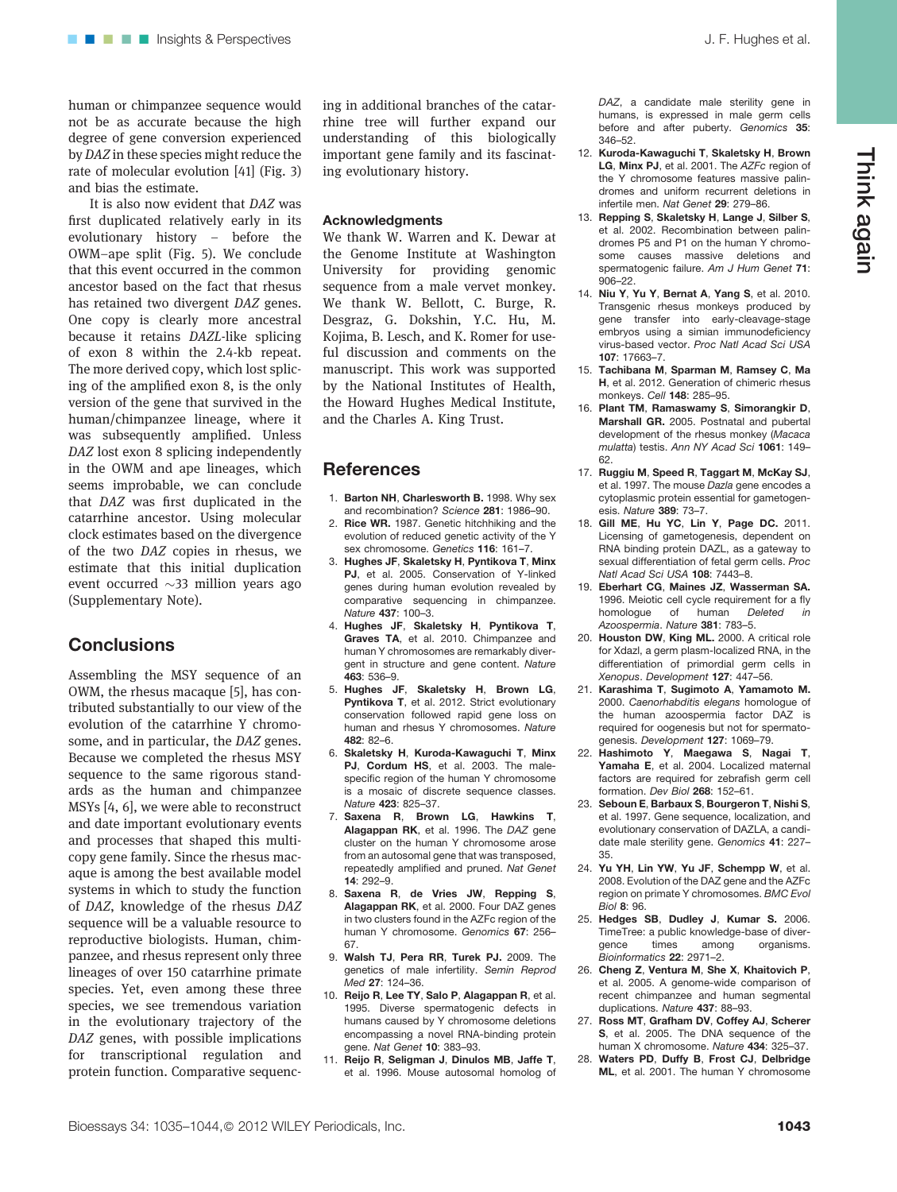human or chimpanzee sequence would not be as accurate because the high degree of gene conversion experienced by *DAZ* in these species might reduce the rate of molecular evolution [41] (Fig. 3) and bias the estimate.

It is also now evident that *DAZ* was first duplicated relatively early in its evolutionary history – before the OWM–ape split (Fig. 5). We conclude that this event occurred in the common ancestor based on the fact that rhesus has retained two divergent *DAZ* genes. One copy is clearly more ancestral because it retains *DAZL*-like splicing of exon 8 within the 2.4-kb repeat. The more derived copy, which lost splicing of the amplified exon 8, is the only version of the gene that survived in the human/chimpanzee lineage, where it was subsequently amplified. Unless *DAZ* lost exon 8 splicing independently in the OWM and ape lineages, which seems improbable, we can conclude that *DAZ* was first duplicated in the catarrhine ancestor. Using molecular clock estimates based on the divergence of the two *DAZ* copies in rhesus, we estimate that this initial duplication event occurred ~33 million years ago (Supplementary Note).

## Conclusions

Assembling the MSY sequence of an OWM, the rhesus macaque [5], has contributed substantially to our view of the evolution of the catarrhine Y chromosome, and in particular, the *DAZ* genes. Because we completed the rhesus MSY sequence to the same rigorous standards as the human and chimpanzee MSYs [4, 6], we were able to reconstruct and date important evolutionary events and processes that shaped this multicopy gene family. Since the rhesus macaque is among the best available model systems in which to study the function of *DAZ*, knowledge of the rhesus *DAZ* sequence will be a valuable resource to reproductive biologists. Human, chimpanzee, and rhesus represent only three lineages of over 150 catarrhine primate species. Yet, even among these three species, we see tremendous variation in the evolutionary trajectory of the *DAZ* genes, with possible implications for transcriptional regulation and protein function. Comparative sequencing in additional branches of the catarrhine tree will further expand our understanding of this biologically important gene family and its fascinating evolutionary history.

### Acknowledgments

We thank W. Warren and K. Dewar at the Genome Institute at Washington University for providing genomic sequence from a male vervet monkey. We thank W. Bellott, C. Burge, R. Desgraz, G. Dokshin, Y.C. Hu, M. Kojima, B. Lesch, and K. Romer for useful discussion and comments on the manuscript. This work was supported by the National Institutes of Health, the Howard Hughes Medical Institute, and the Charles A. King Trust.

## References

1. **Barton NH**, **Charlesworth B.** 1998. Why sex and recombination? *Science* **281**: 1986–90.
2. **Rice WR.** 1987. Genetic hitchhiking and the evolution of reduced genetic activity of the Y sex chromosome. *Genetics* **116**: 161–7.
3. **Hughes JF**, **Skaletsky H**, **Pyntikova T**, **Minx PJ**, et al. 2005. Conservation of Y-linked genes during human evolution revealed by comparative sequencing in chimpanzee. *Nature* **437**: 100–3.
4. **Hughes JF**, **Skaletsky H**, **Pyntikova T**, **Graves TA**, et al. 2010. Chimpanzee and human Y chromosomes are remarkably divergent in structure and gene content. *Nature* **463**: 536–9.
5. **Hughes JF**, **Skaletsky H**, **Brown LG**, **Pyntikova T**, et al. 2012. Strict evolutionary conservation followed rapid gene loss on human and rhesus Y chromosomes. *Nature* **482**: 82–6.
6. **Skaletsky H**, **Kuroda-Kawaguchi T**, **Minx PJ**, **Cordum HS**, et al. 2003. The male-specific region of the human Y chromosome is a mosaic of discrete sequence classes. *Nature* **423**: 825–37.
7. **Saxena R**, **Brown LG**, **Hawkins T**, **Alagappan RK**, et al. 1996. The *DAZ* gene cluster on the human Y chromosome arose from an autosomal gene that was transposed, repeatedly amplified and pruned. *Nat Genet* **14**: 292–9.
8. **Saxena R**, **de Vries JW**, **Repping S**, **Alagappan RK**, et al. 2000. Four DAZ genes in two clusters found in the AZFc region of the human Y chromosome. *Genomics* **67**: 256–67.
9. **Walsh TJ**, **Pera RR**, **Turek PJ.** 2009. The genetics of male infertility. *Semin Reprod Med* **27**: 124–36.
10. **Reijo R**, **Lee TY**, **Salo P**, **Alagappan R**, et al. 1995. Diverse spermatogenic defects in humans caused by Y chromosome deletions encompassing a novel RNA-binding protein gene. *Nat Genet* **10**: 383–93.
11. **Reijo R**, **Seligman J**, **Dinulos MB**, **Jaffe T**, et al. 1996. Mouse autosomal homolog of *DAZ*, a candidate male sterility gene in humans, is expressed in male germ cells before and after puberty. *Genomics* **35**: 346–52.
12. **Kuroda-Kawaguchi T**, **Skaletsky H**, **Brown LG**, **Minx PJ**, et al. 2001. The *AZFc* region of the Y chromosome features massive palindromes and uniform recurrent deletions in infertile men. *Nat Genet* **29**: 279–86.
13. **Repping S**, **Skaletsky H**, **Lange J**, **Silber S**, et al. 2002. Recombination between palindromes P5 and P1 on the human Y chromosome causes massive deletions and spermatogenic failure. *Am J Hum Genet* **71**: 906–22.
14. **Niu Y**, **Yu Y**, **Bernat A**, **Yang S**, et al. 2010. Transgenic rhesus monkeys produced by gene transfer into early-cleavage-stage embryos using a simian immunodeficiency virus-based vector. *Proc Natl Acad Sci USA* **107**: 17663–7.
15. **Tachibana M**, **Sparman M**, **Ramsey C**, **Ma H**, et al. 2012. Generation of chimeric rhesus monkeys. *Cell* **148**: 285–95.
16. **Plant TM**, **Ramaswamy S**, **Simorangkir D**, **Marshall GR.** 2005. Postnatal and pubertal development of the rhesus monkey (*Macaca mulatta*) testis. *Ann NY Acad Sci* **1061**: 149–62.
17. **Ruggiu M**, **Speed R**, **Taggart M**, **McKay SJ**, et al. 1997. The mouse *Dazla* gene encodes a cytoplasmic protein essential for gametogenesis. *Nature* **389**: 73–7.
18. **Gill ME**, **Hu YC**, **Lin Y**, **Page DC.** 2011. Licensing of gametogenesis, dependent on RNA binding protein DAZL, as a gateway to sexual differentiation of fetal germ cells. *Proc Natl Acad Sci USA* **108**: 7443–8.
19. **Eberhart CG**, **Maines JZ**, **Wasserman SA.** 1996. Meiotic cell cycle requirement for a fly homologue of human *Deleted in Azoospermia*. *Nature* **381**: 783–5.
20. **Houston DW**, **King ML.** 2000. A critical role for Xdazl, a germ plasm-localized RNA, in the differentiation of primordial germ cells in *Xenopus*. *Development* **127**: 447–56.
21. **Karashima T**, **Sugimoto A**, **Yamamoto M.** 2000. *Caenorhabditis elegans* homologue of the human azoospermia factor DAZ is required for oogenesis but not for spermatogenesis. *Development* **127**: 1069–79.
22. **Hashimoto Y**, **Maegawa S**, **Nagai T**, **Yamaha E**, et al. 2004. Localized maternal factors are required for zebrafish germ cell formation. *Dev Biol* **268**: 152–61.
23. **Seboun E**, **Barbaux S**, **Bourgeron T**, **Nishi S**, et al. 1997. Gene sequence, localization, and evolutionary conservation of DAZLA, a candidate male sterility gene. *Genomics* **41**: 227–35.
24. **Yu YH**, **Lin YW**, **Yu JF**, **Schempp W**, et al. 2008. Evolution of the DAZ gene and the AZFc region on primate Y chromosomes. *BMC Evol Biol* **8**: 96.
25. **Hedges SB**, **Dudley J**, **Kumar S.** 2006. TimeTree: a public knowledge-base of divergence times among organisms. *Bioinformatics* **22**: 2971–2.
26. **Cheng Z**, **Ventura M**, **She X**, **Khaitovich P**, et al. 2005. A genome-wide comparison of recent chimpanzee and human segmental duplications. *Nature* **437**: 88–93.
27. **Ross MT**, **Grafham DV**, **Coffey AJ**, **Scherer S**, et al. 2005. The DNA sequence of the human X chromosome. *Nature* **434**: 325–37.
28. **Waters PD**, **Duffy B**, **Frost CJ**, **Delbridge ML**, et al. 2001. The human Y chromosome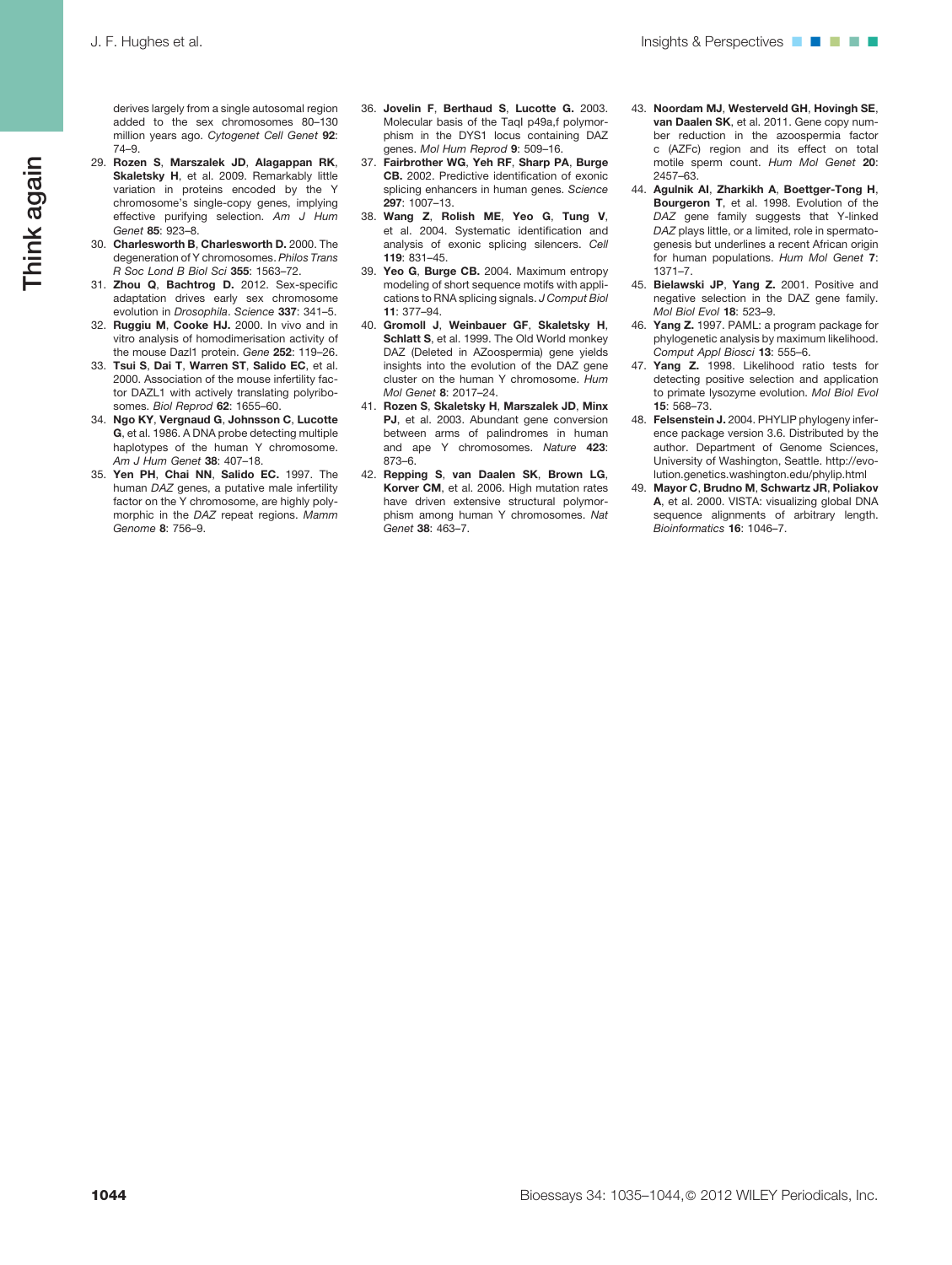derives largely from a single autosomal region added to the sex chromosomes 80–130 million years ago. *Cytogenet Cell Genet* **92**: 74–9.

29. **Rozen S**, **Marszalek JD**, **Alagappan RK**, **Skaletsky H**, et al. 2009. Remarkably little variation in proteins encoded by the Y chromosome's single-copy genes, implying effective purifying selection. *Am J Hum Genet* **85**: 923–8.
30. **Charlesworth B**, **Charlesworth D.** 2000. The degeneration of Y chromosomes. *Philos Trans R Soc Lond B Biol Sci* **355**: 1563–72.
31. **Zhou Q**, **Bachtrog D.** 2012. Sex-specific adaptation drives early sex chromosome evolution in *Drosophila*. *Science* **337**: 341–5.
32. **Ruggiu M**, **Cooke HJ.** 2000. In vivo and in vitro analysis of homodimerisation activity of the mouse Dazl1 protein. *Gene* **252**: 119–26.
33. **Tsui S**, **Dai T**, **Warren ST**, **Salido EC**, et al. 2000. Association of the mouse infertility factor DAZL1 with actively translating polyribosomes. *Biol Reprod* **62**: 1655–60.
34. **Ngo KY**, **Vergnaud G**, **Johnsson C**, **Lucotte G**, et al. 1986. A DNA probe detecting multiple haplotypes of the human Y chromosome. *Am J Hum Genet* **38**: 407–18.
35. **Yen PH**, **Chai NN**, **Salido EC.** 1997. The human *DAZ* genes, a putative male infertility factor on the Y chromosome, are highly polymorphic in the *DAZ* repeat regions. *Mamm Genome* **8**: 756–9.
36. **Jovelin F**, **Berthaud S**, **Lucotte G.** 2003. Molecular basis of the TaqI p49a,f polymorphism in the DYS1 locus containing DAZ genes. *Mol Hum Reprod* **9**: 509–16.
37. **Fairbrother WG**, **Yeh RF**, **Sharp PA**, **Burge CB.** 2002. Predictive identification of exonic splicing enhancers in human genes. *Science* **297**: 1007–13.
38. **Wang Z**, **Rolish ME**, **Yeo G**, **Tung V**, et al. 2004. Systematic identification and analysis of exonic splicing silencers. *Cell* **119**: 831–45.
39. **Yeo G**, **Burge CB.** 2004. Maximum entropy modeling of short sequence motifs with applications to RNA splicing signals. *J Comput Biol* **11**: 377–94.
40. **Gromoll J**, **Weinbauer GF**, **Skaletsky H**, **Schlatt S**, et al. 1999. The Old World monkey DAZ (Deleted in AZoospermia) gene yields insights into the evolution of the DAZ gene cluster on the human Y chromosome. *Hum Mol Genet* **8**: 2017–24.
41. **Rozen S**, **Skaletsky H**, **Marszalek JD**, **Minx PJ**, et al. 2003. Abundant gene conversion between arms of palindromes in human and ape Y chromosomes. *Nature* **423**: 873–6.
42. **Repping S**, **van Daalen SK**, **Brown LG**, **Korver CM**, et al. 2006. High mutation rates have driven extensive structural polymorphism among human Y chromosomes. *Nat Genet* **38**: 463–7.
43. **Noordam MJ**, **Westerveld GH**, **Hovingh SE**, **van Daalen SK**, et al. 2011. Gene copy number reduction in the azoospermia factor c (AZFc) region and its effect on total motile sperm count. *Hum Mol Genet* **20**: 2457–63.
44. **Agulnik AI**, **Zharkikh A**, **Boettger-Tong H**, **Bourgeron T**, et al. 1998. Evolution of the *DAZ* gene family suggests that Y-linked *DAZ* plays little, or a limited, role in spermatogenesis but underlines a recent African origin for human populations. *Hum Mol Genet* **7**: 1371–7.
45. **Bielawski JP**, **Yang Z.** 2001. Positive and negative selection in the DAZ gene family. *Mol Biol Evol* **18**: 523–9.
46. **Yang Z.** 1997. PAML: a program package for phylogenetic analysis by maximum likelihood. *Comput Appl Biosci* **13**: 555–6.
47. **Yang Z.** 1998. Likelihood ratio tests for detecting positive selection and application to primate lysozyme evolution. *Mol Biol Evol* **15**: 568–73.
48. **Felsenstein J.** 2004. PHYLIP phylogeny inference package version 3.6. Distributed by the author. Department of Genome Sciences, University of Washington, Seattle. http://evolution.genetics.washington.edu/phylip.html
49. **Mayor C**, **Brudno M**, **Schwartz JR**, **Poliakov A**, et al. 2000. VISTA: visualizing global DNA sequence alignments of arbitrary length. *Bioinformatics* **16**: 1046–7.